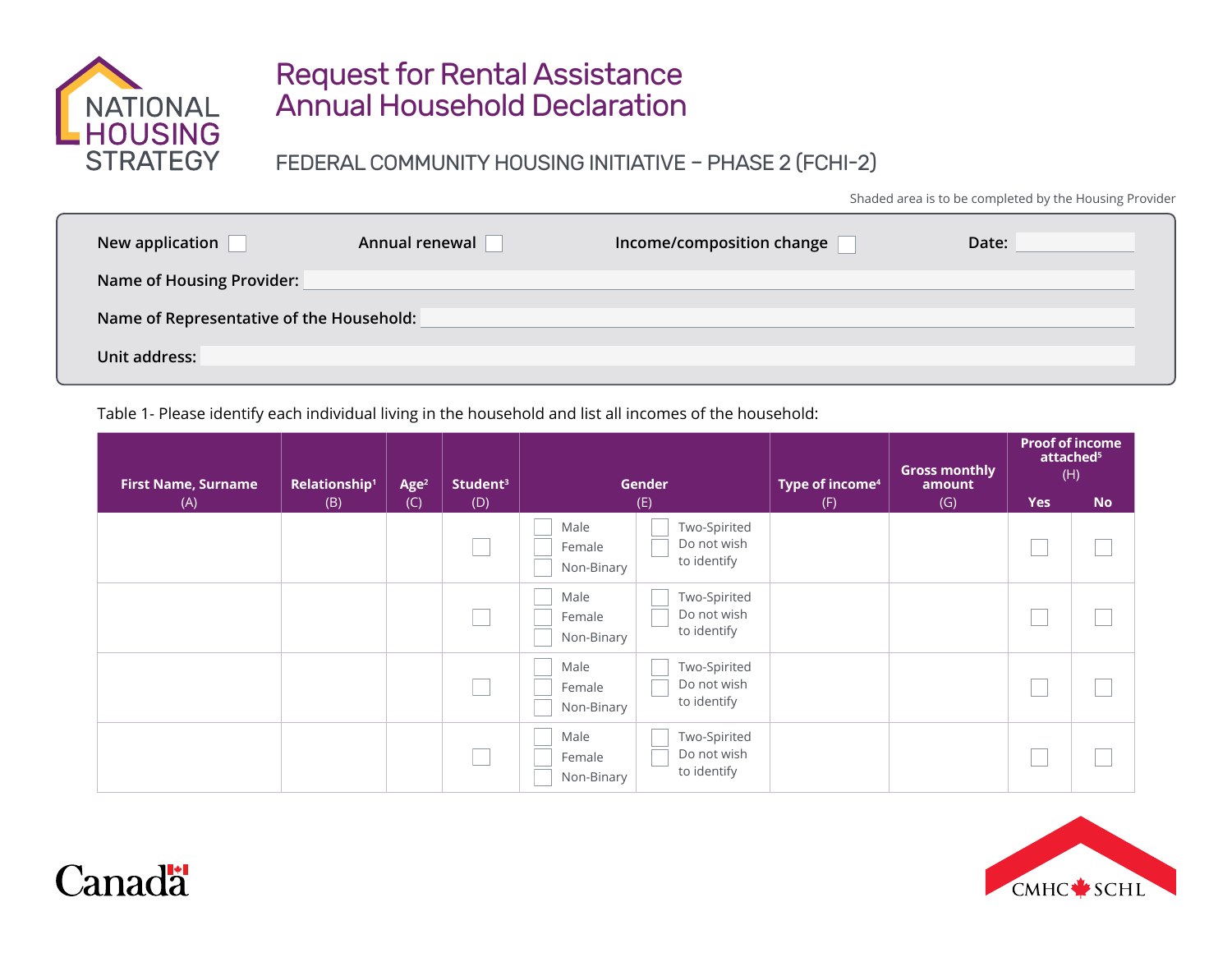# Request for Rental Assistance Annual Household Declaration

## FEDERAL COMMUNITY HOUSING INITIATIVE – PHASE 2 (FCHI-2)

Shaded area is to be completed by the Housing Provider

New application ☐ Annual renewal ☐ Income/composition change ☐ Date: ____________

Name of Housing Provider: ____________

Name of Representative of the Household: ____________

Unit address: ____________

Table 1- Please identify each individual living in the household and list all incomes of the household:

| First Name, Surname (A) | Relationship[1] (B) | Age[2] (C) | Student[3] (D) | Gender (E) | | Type of income[4] (F) | Gross monthly amount (G) | Proof of income attached[5] (H) | |
|---|---|---|---|---|---|---|---|---|---|
| | | | | | | | | Yes | No |
| | | | ☐ | ☐ Male ☐ Female ☐ Non-Binary | ☐ Two-Spirited ☐ Do not wish to identify | | | ☐ | ☐ |
| | | | ☐ | ☐ Male ☐ Female ☐ Non-Binary | ☐ Two-Spirited ☐ Do not wish to identify | | | ☐ | ☐ |
| | | | ☐ | ☐ Male ☐ Female ☐ Non-Binary | ☐ Two-Spirited ☐ Do not wish to identify | | | ☐ | ☐ |
| | | | ☐ | ☐ Male ☐ Female ☐ Non-Binary | ☐ Two-Spirited ☐ Do not wish to identify | | | ☐ | ☐ |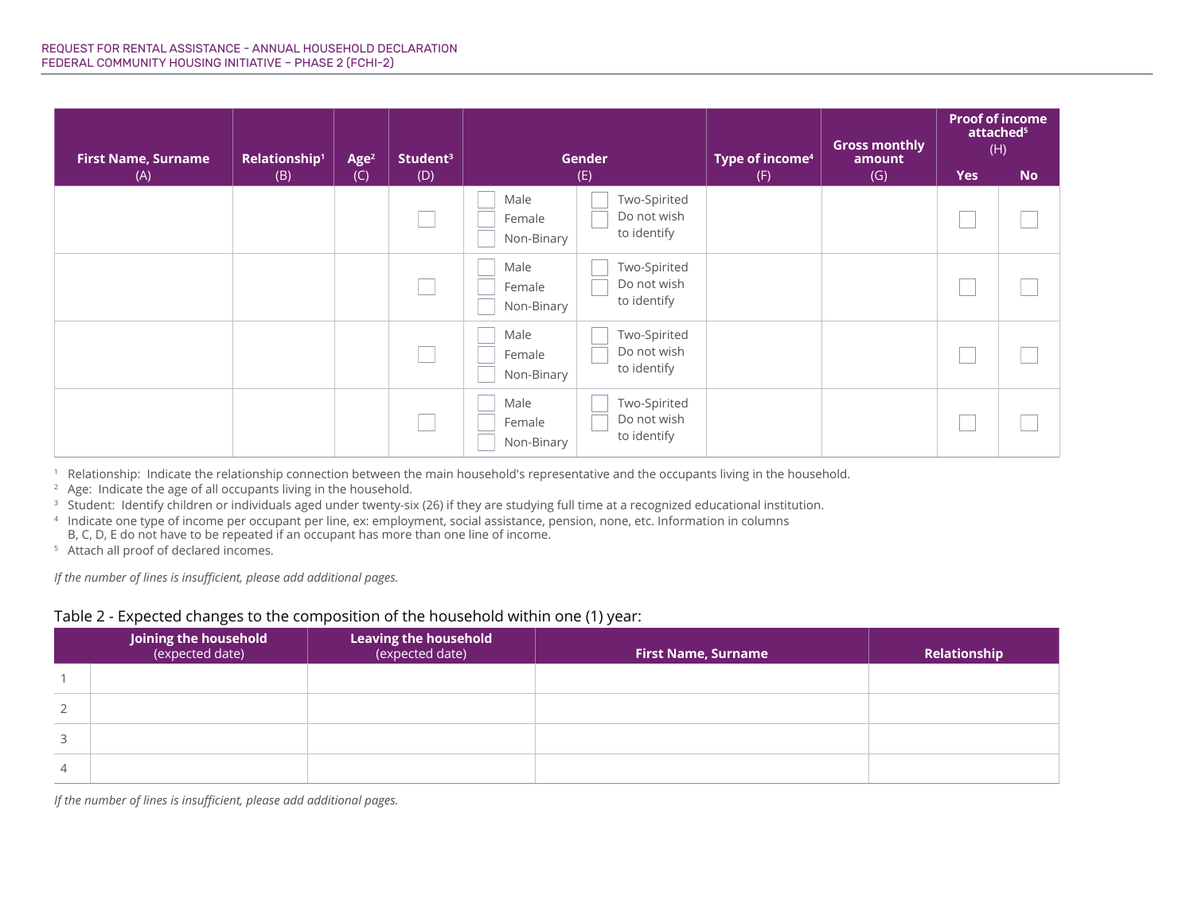| First Name, Surname (A) | Relationship[1] (B) | Age[2] (C) | Student[3] (D) | Gender (E) | | Type of income[4] (F) | Gross monthly amount (G) | Proof of income attached[5] (H) | |
|---|---|---|---|---|---|---|---|---|---|
| | | | | | | | | Yes | No |
| | | | ☐ | ☐ Male ☐ Female ☐ Non-Binary | ☐ Two-Spirited ☐ Do not wish to identify | | | ☐ | ☐ |
| | | | ☐ | ☐ Male ☐ Female ☐ Non-Binary | ☐ Two-Spirited ☐ Do not wish to identify | | | ☐ | ☐ |
| | | | ☐ | ☐ Male ☐ Female ☐ Non-Binary | ☐ Two-Spirited ☐ Do not wish to identify | | | ☐ | ☐ |
| | | | ☐ | ☐ Male ☐ Female ☐ Non-Binary | ☐ Two-Spirited ☐ Do not wish to identify | | | ☐ | ☐ |

[1] Relationship: Indicate the relationship connection between the main household's representative and the occupants living in the household.
[2] Age: Indicate the age of all occupants living in the household.
[3] Student: Identify children or individuals aged under twenty-six (26) if they are studying full time at a recognized educational institution.
[4] Indicate one type of income per occupant per line, ex: employment, social assistance, pension, none, etc. Information in columns B, C, D, E do not have to be repeated if an occupant has more than one line of income.
[5] Attach all proof of declared incomes.

*If the number of lines is insufficient, please add additional pages.*

Table 2 - Expected changes to the composition of the household within one (1) year:

| | Joining the household (expected date) | Leaving the household (expected date) | First Name, Surname | Relationship |
|---|---|---|---|---|
| 1 | | | | |
| 2 | | | | |
| 3 | | | | |
| 4 | | | | |

*If the number of lines is insufficient, please add additional pages.*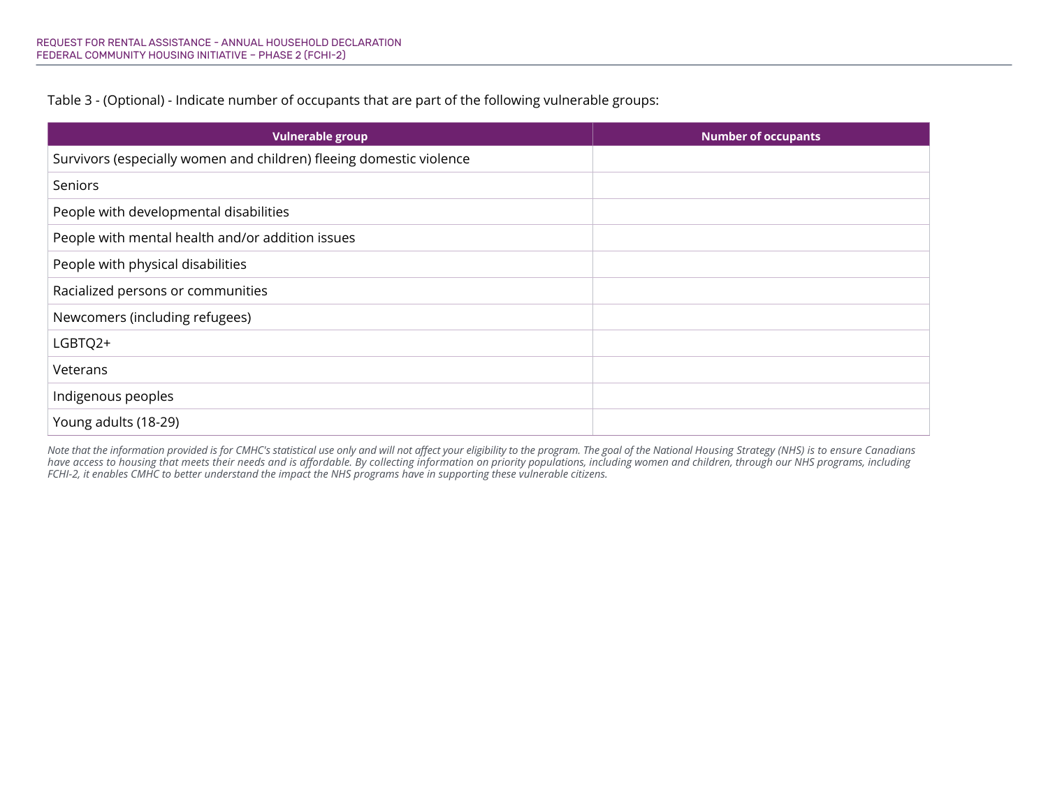Table 3 - (Optional) - Indicate number of occupants that are part of the following vulnerable groups:

| Vulnerable group | Number of occupants |
|---|---|
| Survivors (especially women and children) fleeing domestic violence | |
| Seniors | |
| People with developmental disabilities | |
| People with mental health and/or addition issues | |
| People with physical disabilities | |
| Racialized persons or communities | |
| Newcomers (including refugees) | |
| LGBTQ2+ | |
| Veterans | |
| Indigenous peoples | |
| Young adults (18-29) | |

*Note that the information provided is for CMHC's statistical use only and will not affect your eligibility to the program. The goal of the National Housing Strategy (NHS) is to ensure Canadians have access to housing that meets their needs and is affordable. By collecting information on priority populations, including women and children, through our NHS programs, including FCHI-2, it enables CMHC to better understand the impact the NHS programs have in supporting these vulnerable citizens.*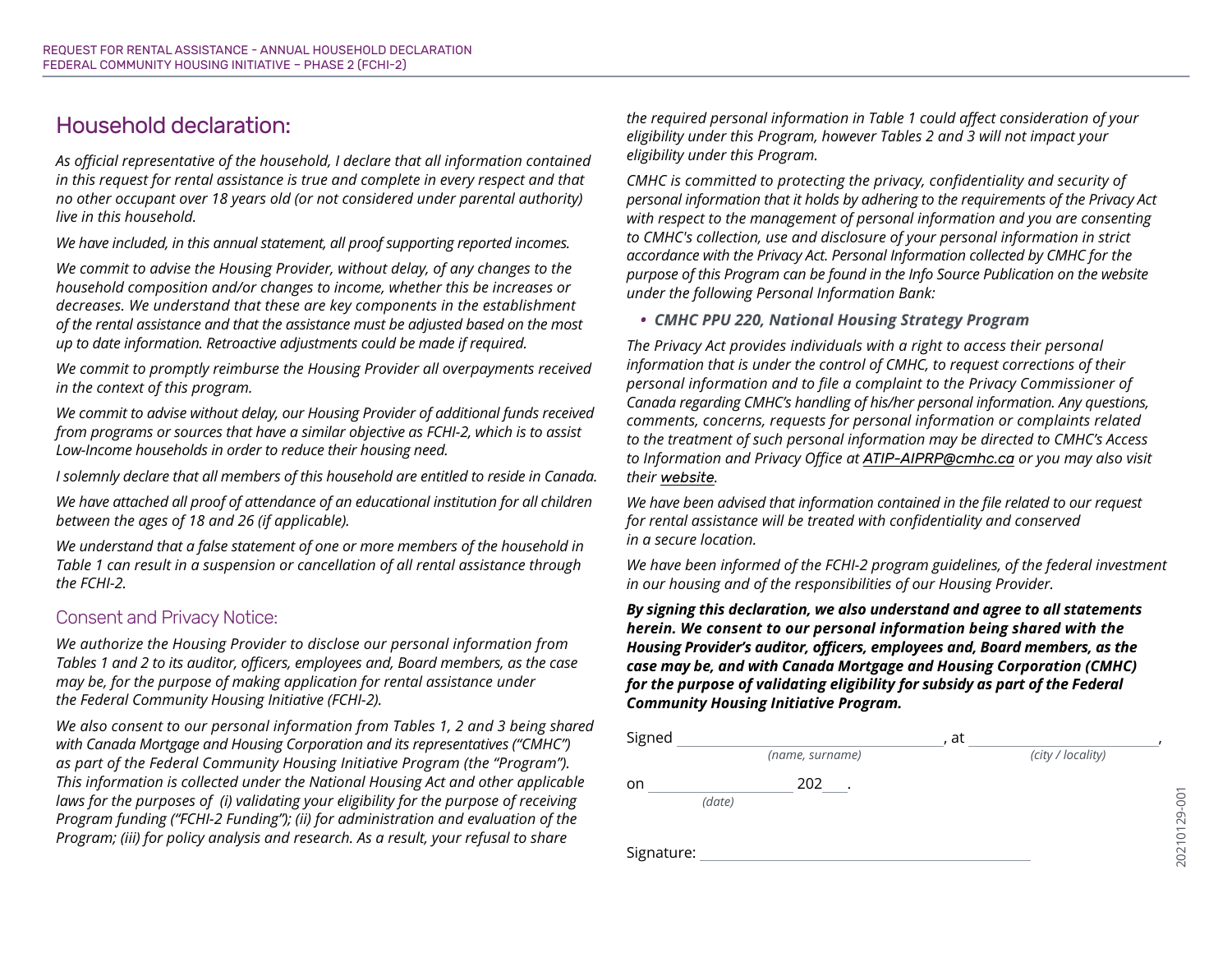## Household declaration:

*As official representative of the household, I declare that all information contained in this request for rental assistance is true and complete in every respect and that no other occupant over 18 years old (or not considered under parental authority) live in this household.*

*We have included, in this annual statement, all proof supporting reported incomes.*

*We commit to advise the Housing Provider, without delay, of any changes to the household composition and/or changes to income, whether this be increases or decreases. We understand that these are key components in the establishment of the rental assistance and that the assistance must be adjusted based on the most up to date information. Retroactive adjustments could be made if required.*

*We commit to promptly reimburse the Housing Provider all overpayments received in the context of this program.*

*We commit to advise without delay, our Housing Provider of additional funds received from programs or sources that have a similar objective as FCHI-2, which is to assist Low-Income households in order to reduce their housing need.*

*I solemnly declare that all members of this household are entitled to reside in Canada.*

*We have attached all proof of attendance of an educational institution for all children between the ages of 18 and 26 (if applicable).*

*We understand that a false statement of one or more members of the household in Table 1 can result in a suspension or cancellation of all rental assistance through the FCHI-2.*

### Consent and Privacy Notice:

*We authorize the Housing Provider to disclose our personal information from Tables 1 and 2 to its auditor, officers, employees and, Board members, as the case may be, for the purpose of making application for rental assistance under the Federal Community Housing Initiative (FCHI-2).*

*We also consent to our personal information from Tables 1, 2 and 3 being shared with Canada Mortgage and Housing Corporation and its representatives ("CMHC") as part of the Federal Community Housing Initiative Program (the "Program"). This information is collected under the National Housing Act and other applicable laws for the purposes of (i) validating your eligibility for the purpose of receiving Program funding ("FCHI-2 Funding"); (ii) for administration and evaluation of the Program; (iii) for policy analysis and research. As a result, your refusal to share the required personal information in Table 1 could affect consideration of your eligibility under this Program, however Tables 2 and 3 will not impact your eligibility under this Program.*

*CMHC is committed to protecting the privacy, confidentiality and security of personal information that it holds by adhering to the requirements of the Privacy Act with respect to the management of personal information and you are consenting to CMHC's collection, use and disclosure of your personal information in strict accordance with the Privacy Act. Personal Information collected by CMHC for the purpose of this Program can be found in the Info Source Publication on the website under the following Personal Information Bank:*

- ***CMHC PPU 220, National Housing Strategy Program***

*The Privacy Act provides individuals with a right to access their personal information that is under the control of CMHC, to request corrections of their personal information and to file a complaint to the Privacy Commissioner of Canada regarding CMHC's handling of his/her personal information. Any questions, comments, concerns, requests for personal information or complaints related to the treatment of such personal information may be directed to CMHC's Access to Information and Privacy Office at ATIP-AIPRP@cmhc.ca or you may also visit their website.*

*We have been advised that information contained in the file related to our request for rental assistance will be treated with confidentiality and conserved in a secure location.*

*We have been informed of the FCHI-2 program guidelines, of the federal investment in our housing and of the responsibilities of our Housing Provider.*

***By signing this declaration, we also understand and agree to all statements herein. We consent to our personal information being shared with the Housing Provider's auditor, officers, employees and, Board members, as the case may be, and with Canada Mortgage and Housing Corporation (CMHC) for the purpose of validating eligibility for subsidy as part of the Federal Community Housing Initiative Program.***

Signed ______________________ *(name, surname)*, at ______________________ *(city / locality)*,

on ______________ *(date)* 202___.

Signature: ______________________

20210129-001